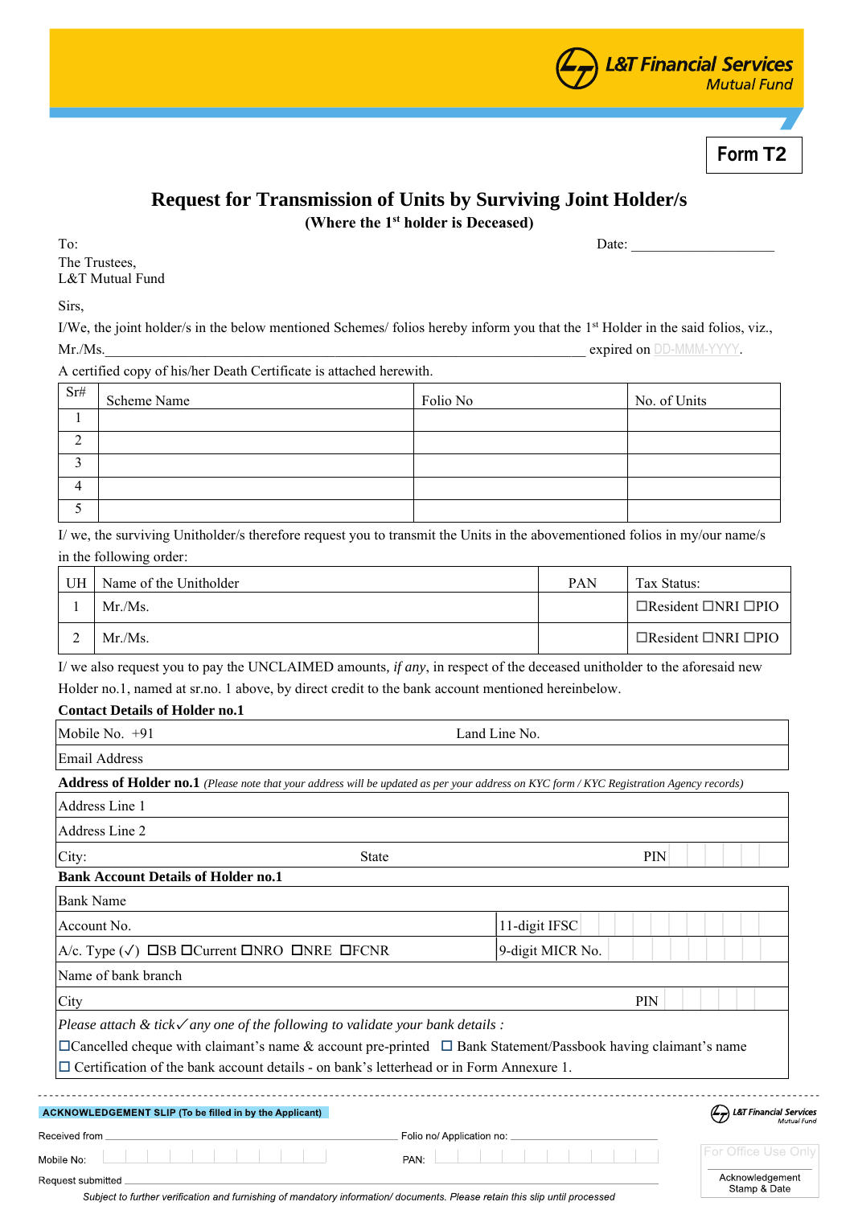L&T Financial Services
Mutual Fund

**Form T2**

# Request for Transmission of Units by Surviving Joint Holder/s

**(Where the 1st holder is Deceased)**

To:
The Trustees,
L&T Mutual Fund

Date: ____________________

Sirs,

I/We, the joint holder/s in the below mentioned Schemes/ folios hereby inform you that the 1st Holder in the said folios, viz., Mr./Ms.______________________________________________________________________ expired on DD-MMM-YYYY.

A certified copy of his/her Death Certificate is attached herewith.

| Sr# | Scheme Name | Folio No | No. of Units |
|---|---|---|---|
| 1 | | | |
| 2 | | | |
| 3 | | | |
| 4 | | | |
| 5 | | | |

I/ we, the surviving Unitholder/s therefore request you to transmit the Units in the abovementioned folios in my/our name/s in the following order:

| UH | Name of the Unitholder | PAN | Tax Status: |
|---|---|---|---|
| 1 | Mr./Ms. | | ☐Resident ☐NRI ☐PIO |
| 2 | Mr./Ms. | | ☐Resident ☐NRI ☐PIO |

I/ we also request you to pay the UNCLAIMED amounts, *if any*, in respect of the deceased unitholder to the aforesaid new Holder no.1, named at sr.no. 1 above, by direct credit to the bank account mentioned hereinbelow.

**Contact Details of Holder no.1**

| Mobile No. +91 | Land Line No. |
|---|---|
| Email Address | |

**Address of Holder no.1** *(Please note that your address will be updated as per your address on KYC form / KYC Registration Agency records)*

| Address Line 1 | | |
|---|---|---|
| Address Line 2 | | |
| City: | State | PIN |

**Bank Account Details of Holder no.1**

| Bank Name | |
|---|---|
| Account No. | 11-digit IFSC |
| A/c. Type (✓) ☐SB ☐Current ☐NRO ☐NRE ☐FCNR | 9-digit MICR No. |
| Name of bank branch | |
| City | PIN |

*Please attach & tick✓ any one of the following to validate your bank details :*

☐Cancelled cheque with claimant's name & account pre-printed ☐ Bank Statement/Passbook having claimant's name

☐ Certification of the bank account details - on bank's letterhead or in Form Annexure 1.

---

**ACKNOWLEDGEMENT SLIP (To be filled in by the Applicant)**

L&T Financial Services Mutual Fund

Received from ______________________________________ Folio no/ Application no: ____________________

Mobile No: ____________________ PAN: ____________________

Request submitted ______________________________________

For Office Use Only

Acknowledgement Stamp & Date

*Subject to further verification and furnishing of mandatory information/ documents. Please retain this slip until processed*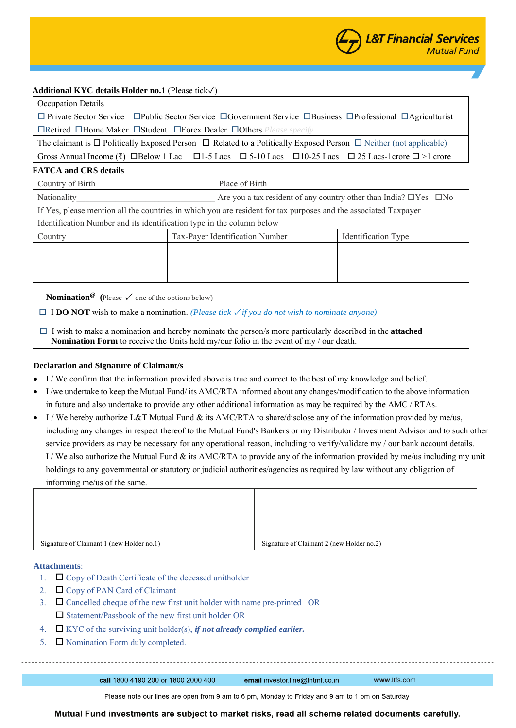L&T Financial Services
Mutual Fund

**Additional KYC details Holder no.1** (Please tick✓)

| |
|---|
| Occupation Details |
| ☐ Private Sector Service ☐Public Sector Service ☐Government Service ☐Business ☐Professional ☐Agriculturist |
| ☐Retired ☐Home Maker ☐Student ☐Forex Dealer ☐Others Please specify |
| The claimant is ☐ Politically Exposed Person ☐ Related to a Politically Exposed Person ☐ Neither (not applicable) |
| Gross Annual Income (₹) ☐Below 1 Lac ☐1-5 Lacs ☐ 5-10 Lacs ☐10-25 Lacs ☐ 25 Lacs-1crore ☐ >1 crore |

**FATCA and CRS details**

| | | |
|---|---|---|
| Country of Birth ______ | Place of Birth ______ | |
| Nationality ______ | Are you a tax resident of any country other than India? ☐Yes ☐No | |
| If Yes, please mention all the countries in which you are resident for tax purposes and the associated Taxpayer Identification Number and its identification type in the column below | | |
| Country | Tax-Payer Identification Number | Identification Type |
| | | |
| | | |
| | | |

**Nomination[@]** (Please ✓ one of the options below)

☐ I **DO NOT** wish to make a nomination. *(Please tick ✓if you do not wish to nominate anyone)*

☐ I wish to make a nomination and hereby nominate the person/s more particularly described in the **attached Nomination Form** to receive the Units held my/our folio in the event of my / our death.

**Declaration and Signature of Claimant/s**

- I / We confirm that the information provided above is true and correct to the best of my knowledge and belief.
- I /we undertake to keep the Mutual Fund/ its AMC/RTA informed about any changes/modification to the above information in future and also undertake to provide any other additional information as may be required by the AMC / RTAs.
- I / We hereby authorize L&T Mutual Fund & its AMC/RTA to share/disclose any of the information provided by me/us, including any changes in respect thereof to the Mutual Fund's Bankers or my Distributor / Investment Advisor and to such other service providers as may be necessary for any operational reason, including to verify/validate my / our bank account details. I / We also authorize the Mutual Fund & its AMC/RTA to provide any of the information provided by me/us including my unit holdings to any governmental or statutory or judicial authorities/agencies as required by law without any obligation of informing me/us of the same.

| | |
|---|---|
| Signature of Claimant 1 (new Holder no.1) | Signature of Claimant 2 (new Holder no.2) |

**Attachments**:

1. ☐ Copy of Death Certificate of the deceased unitholder
2. ☐ Copy of PAN Card of Claimant
3. ☐ Cancelled cheque of the new first unit holder with name pre-printed OR
   ☐ Statement/Passbook of the new first unit holder OR
4. ☐ KYC of the surviving unit holder(s), ***if not already complied earlier.***
5. ☐ Nomination Form duly completed.

**call** 1800 4190 200 or 1800 2000 400 **email** investor.line@lntmf.co.in **www**.ltfs.com

Please note our lines are open from 9 am to 6 pm, Monday to Friday and 9 am to 1 pm on Saturday.

**Mutual Fund investments are subject to market risks, read all scheme related documents carefully.**